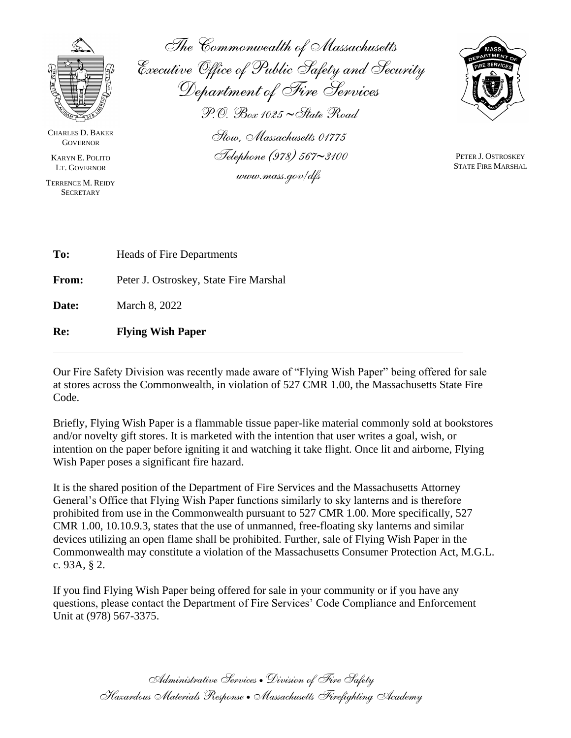The Commonwealth of Massachusetts
Executive Office of Public Safety and Security
Department of Fire Services

P.O. Box 1025 ~ State Road
Stow, Massachusetts 01775
Telephone (978) 567~3100
www.mass.gov/dfs

CHARLES D. BAKER
GOVERNOR

KARYN E. POLITO
LT. GOVERNOR

TERRENCE M. REIDY
SECRETARY

PETER J. OSTROSKEY
STATE FIRE MARSHAL

**To:** Heads of Fire Departments

**From:** Peter J. Ostroskey, State Fire Marshal

**Date:** March 8, 2022

**Re:** **Flying Wish Paper**

---

Our Fire Safety Division was recently made aware of "Flying Wish Paper" being offered for sale at stores across the Commonwealth, in violation of 527 CMR 1.00, the Massachusetts State Fire Code.

Briefly, Flying Wish Paper is a flammable tissue paper-like material commonly sold at bookstores and/or novelty gift stores. It is marketed with the intention that user writes a goal, wish, or intention on the paper before igniting it and watching it take flight. Once lit and airborne, Flying Wish Paper poses a significant fire hazard.

It is the shared position of the Department of Fire Services and the Massachusetts Attorney General's Office that Flying Wish Paper functions similarly to sky lanterns and is therefore prohibited from use in the Commonwealth pursuant to 527 CMR 1.00. More specifically, 527 CMR 1.00, 10.10.9.3, states that the use of unmanned, free-floating sky lanterns and similar devices utilizing an open flame shall be prohibited. Further, sale of Flying Wish Paper in the Commonwealth may constitute a violation of the Massachusetts Consumer Protection Act, M.G.L. c. 93A, § 2.

If you find Flying Wish Paper being offered for sale in your community or if you have any questions, please contact the Department of Fire Services' Code Compliance and Enforcement Unit at (978) 567-3375.

Administrative Services • Division of Fire Safety
Hazardous Materials Response • Massachusetts Firefighting Academy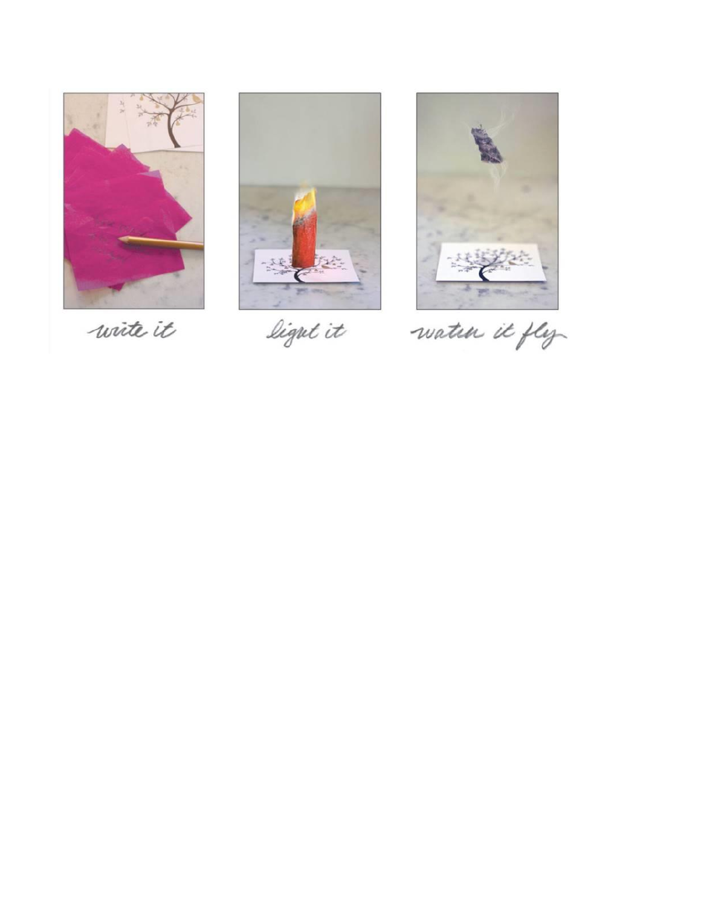write it

light it

watch it fly